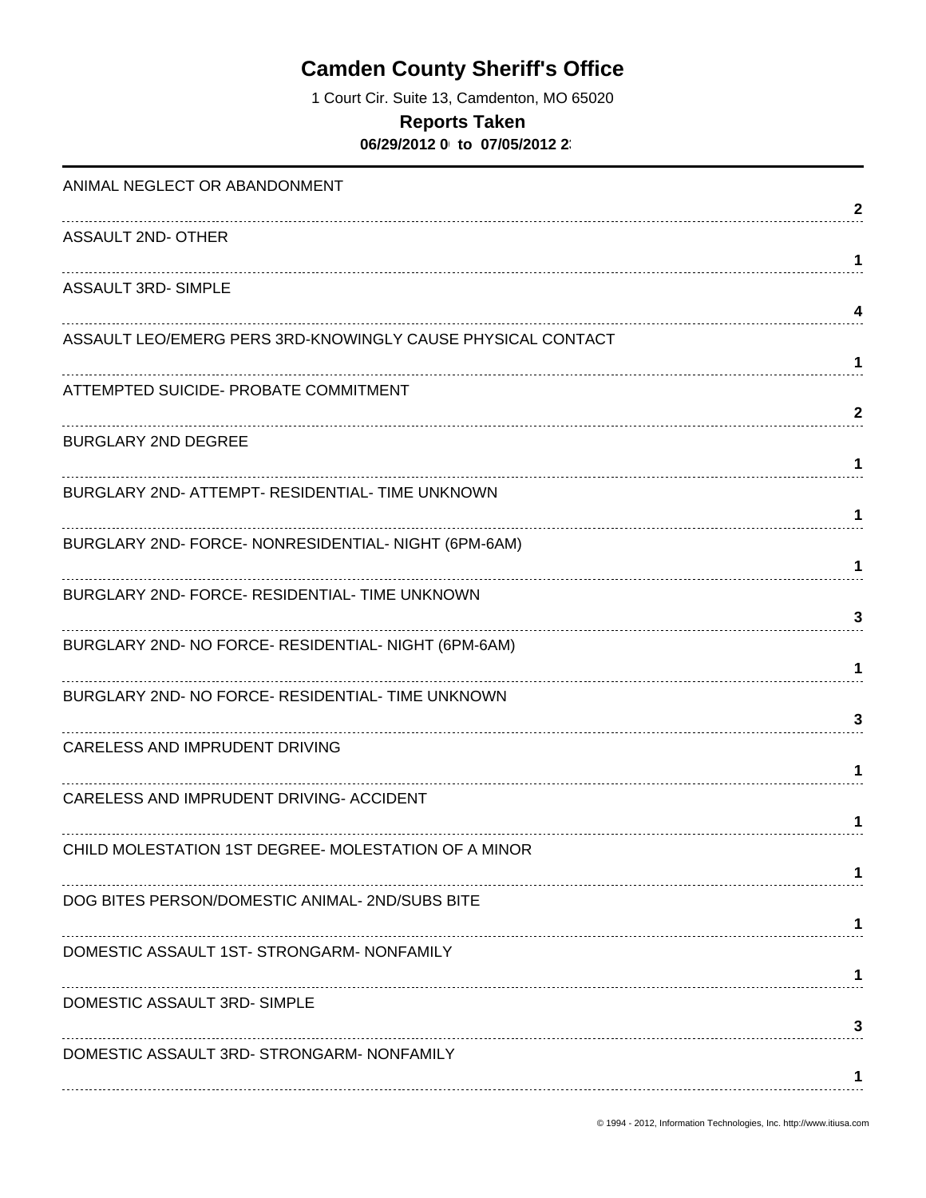# Camden County Sheriff's Office

1 Court Cir. Suite 13, Camdenton, MO 65020

## Reports Taken

**06/29/2012 0 to 07/05/2012 2**

| Offense | Count |
| --- | --- |
| ANIMAL NEGLECT OR ABANDONMENT | 2 |
| ASSAULT 2ND- OTHER | 1 |
| ASSAULT 3RD- SIMPLE | 4 |
| ASSAULT LEO/EMERG PERS 3RD-KNOWINGLY CAUSE PHYSICAL CONTACT | 1 |
| ATTEMPTED SUICIDE- PROBATE COMMITMENT | 2 |
| BURGLARY 2ND DEGREE | 1 |
| BURGLARY 2ND- ATTEMPT- RESIDENTIAL- TIME UNKNOWN | 1 |
| BURGLARY 2ND- FORCE- NONRESIDENTIAL- NIGHT (6PM-6AM) | 1 |
| BURGLARY 2ND- FORCE- RESIDENTIAL- TIME UNKNOWN | 3 |
| BURGLARY 2ND- NO FORCE- RESIDENTIAL- NIGHT (6PM-6AM) | 1 |
| BURGLARY 2ND- NO FORCE- RESIDENTIAL- TIME UNKNOWN | 3 |
| CARELESS AND IMPRUDENT DRIVING | 1 |
| CARELESS AND IMPRUDENT DRIVING- ACCIDENT | 1 |
| CHILD MOLESTATION 1ST DEGREE- MOLESTATION OF A MINOR | 1 |
| DOG BITES PERSON/DOMESTIC ANIMAL- 2ND/SUBS BITE | 1 |
| DOMESTIC ASSAULT 1ST- STRONGARM- NONFAMILY | 1 |
| DOMESTIC ASSAULT 3RD- SIMPLE | 3 |
| DOMESTIC ASSAULT 3RD- STRONGARM- NONFAMILY | 1 |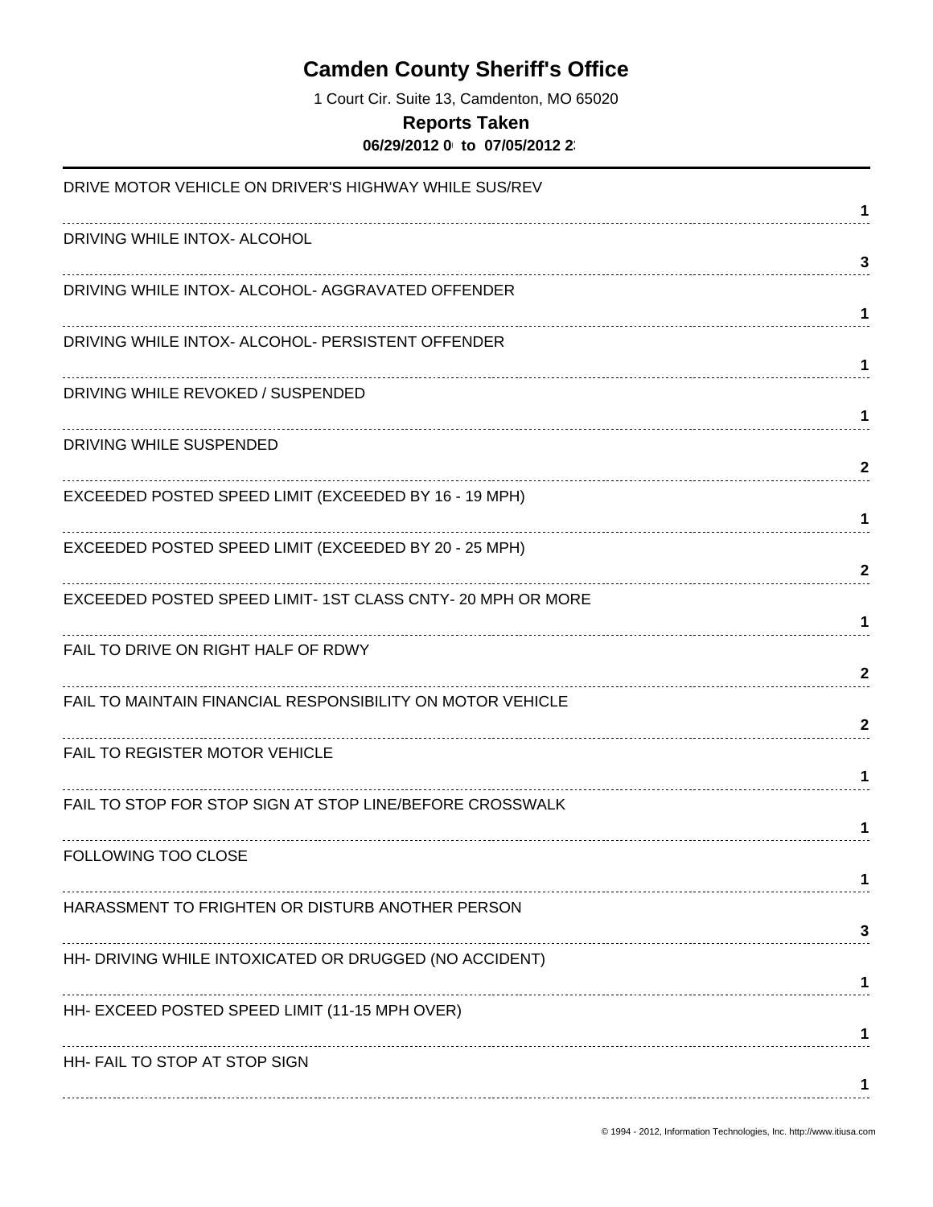# Camden County Sheriff's Office

1 Court Cir. Suite 13, Camdenton, MO 65020

## Reports Taken

**06/29/2012 0 to 07/05/2012 2**

| Offense | Count |
|---|---|
| DRIVE MOTOR VEHICLE ON DRIVER'S HIGHWAY WHILE SUS/REV | 1 |
| DRIVING WHILE INTOX- ALCOHOL | 3 |
| DRIVING WHILE INTOX- ALCOHOL- AGGRAVATED OFFENDER | 1 |
| DRIVING WHILE INTOX- ALCOHOL- PERSISTENT OFFENDER | 1 |
| DRIVING WHILE REVOKED / SUSPENDED | 1 |
| DRIVING WHILE SUSPENDED | 2 |
| EXCEEDED POSTED SPEED LIMIT (EXCEEDED BY 16 - 19 MPH) | 1 |
| EXCEEDED POSTED SPEED LIMIT (EXCEEDED BY 20 - 25 MPH) | 2 |
| EXCEEDED POSTED SPEED LIMIT- 1ST CLASS CNTY- 20 MPH OR MORE | 1 |
| FAIL TO DRIVE ON RIGHT HALF OF RDWY | 2 |
| FAIL TO MAINTAIN FINANCIAL RESPONSIBILITY ON MOTOR VEHICLE | 2 |
| FAIL TO REGISTER MOTOR VEHICLE | 1 |
| FAIL TO STOP FOR STOP SIGN AT STOP LINE/BEFORE CROSSWALK | 1 |
| FOLLOWING TOO CLOSE | 1 |
| HARASSMENT TO FRIGHTEN OR DISTURB ANOTHER PERSON | 3 |
| HH- DRIVING WHILE INTOXICATED OR DRUGGED (NO ACCIDENT) | 1 |
| HH- EXCEED POSTED SPEED LIMIT (11-15 MPH OVER) | 1 |
| HH- FAIL TO STOP AT STOP SIGN | 1 |

© 1994 - 2012, Information Technologies, Inc. http://www.itiusa.com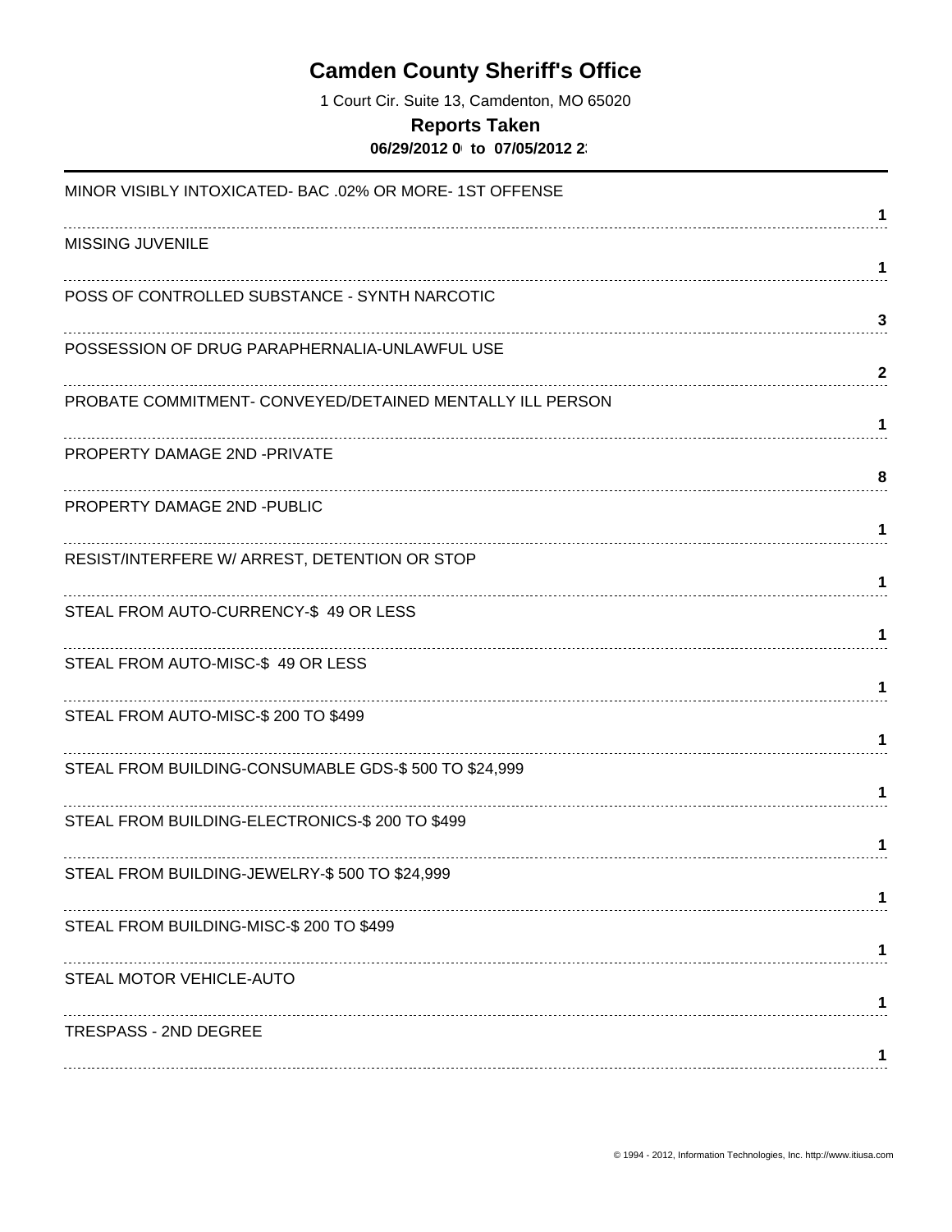# Camden County Sheriff's Office

1 Court Cir. Suite 13, Camdenton, MO 65020

**Reports Taken**

**06/29/2012 0 to 07/05/2012 2**

| Offense | Count |
| --- | --- |
| MINOR VISIBLY INTOXICATED- BAC .02% OR MORE- 1ST OFFENSE | 1 |
| MISSING JUVENILE | 1 |
| POSS OF CONTROLLED SUBSTANCE - SYNTH NARCOTIC | 3 |
| POSSESSION OF DRUG PARAPHERNALIA-UNLAWFUL USE | 2 |
| PROBATE COMMITMENT- CONVEYED/DETAINED MENTALLY ILL PERSON | 1 |
| PROPERTY DAMAGE 2ND -PRIVATE | 8 |
| PROPERTY DAMAGE 2ND -PUBLIC | 1 |
| RESIST/INTERFERE W/ ARREST, DETENTION OR STOP | 1 |
| STEAL FROM AUTO-CURRENCY-$ 49 OR LESS | 1 |
| STEAL FROM AUTO-MISC-$ 49 OR LESS | 1 |
| STEAL FROM AUTO-MISC-$ 200 TO $499 | 1 |
| STEAL FROM BUILDING-CONSUMABLE GDS-$ 500 TO $24,999 | 1 |
| STEAL FROM BUILDING-ELECTRONICS-$ 200 TO $499 | 1 |
| STEAL FROM BUILDING-JEWELRY-$ 500 TO $24,999 | 1 |
| STEAL FROM BUILDING-MISC-$ 200 TO $499 | 1 |
| STEAL MOTOR VEHICLE-AUTO | 1 |
| TRESPASS - 2ND DEGREE | 1 |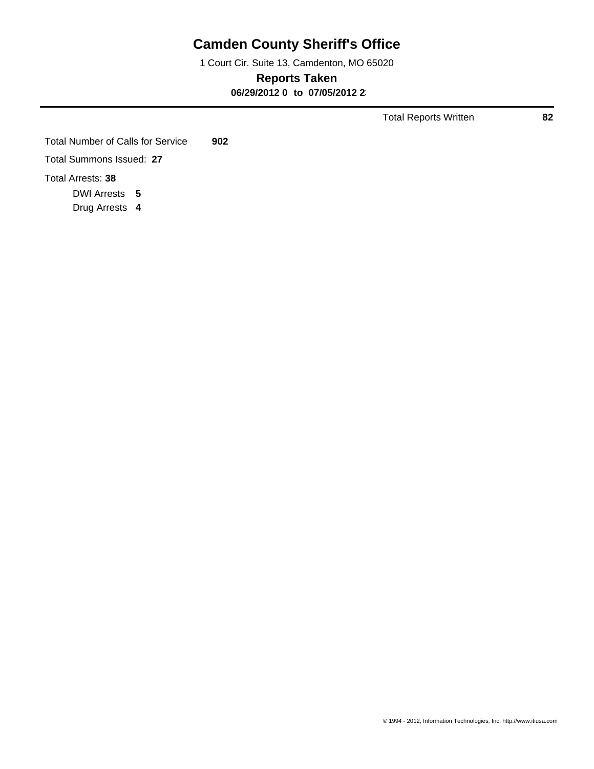# Camden County Sheriff's Office

1 Court Cir. Suite 13, Camdenton, MO 65020

**Reports Taken**

**06/29/2012 0 to 07/05/2012 2**

Total Reports Written **82**

Total Number of Calls for Service **902**

Total Summons Issued: **27**

Total Arrests: **38**

- DWI Arrests **5**
- Drug Arrests **4**

© 1994 - 2012, Information Technologies, Inc. http://www.itiusa.com